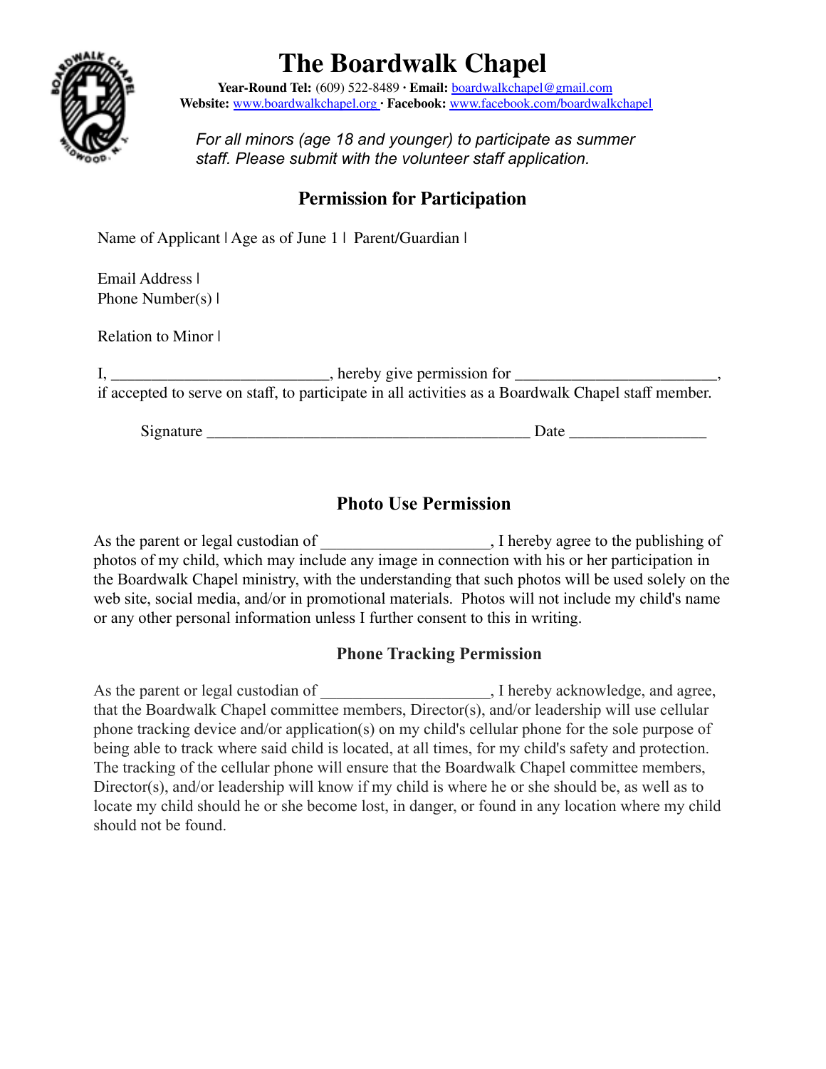# The Boardwalk Chapel

**Year-Round Tel:** (609) 522-8489 · **Email:** boardwalkchapel@gmail.com
**Website:** www.boardwalkchapel.org · **Facebook:** www.facebook.com/boardwalkchapel

*For all minors (age 18 and younger) to participate as summer staff. Please submit with the volunteer staff application.*

## Permission for Participation

Name of Applicant | Age as of June 1 | Parent/Guardian |

Email Address |
Phone Number(s) |

Relation to Minor |

I, ___________________________, hereby give permission for _________________________, if accepted to serve on staff, to participate in all activities as a Boardwalk Chapel staff member.

Signature _________________________________________ Date _________________

## Photo Use Permission

As the parent or legal custodian of _____________________, I hereby agree to the publishing of photos of my child, which may include any image in connection with his or her participation in the Boardwalk Chapel ministry, with the understanding that such photos will be used solely on the web site, social media, and/or in promotional materials. Photos will not include my child's name or any other personal information unless I further consent to this in writing.

### Phone Tracking Permission

As the parent or legal custodian of _____________________, I hereby acknowledge, and agree, that the Boardwalk Chapel committee members, Director(s), and/or leadership will use cellular phone tracking device and/or application(s) on my child's cellular phone for the sole purpose of being able to track where said child is located, at all times, for my child's safety and protection. The tracking of the cellular phone will ensure that the Boardwalk Chapel committee members, Director(s), and/or leadership will know if my child is where he or she should be, as well as to locate my child should he or she become lost, in danger, or found in any location where my child should not be found.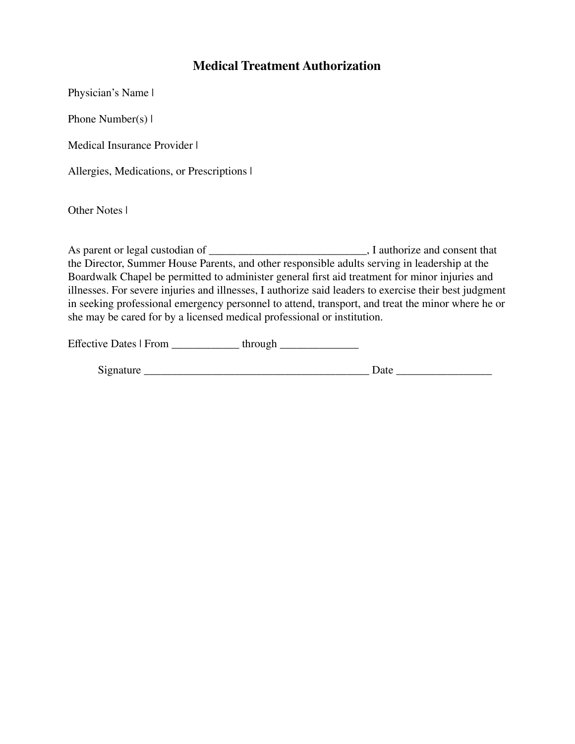## Medical Treatment Authorization

Physician's Name |

Phone Number(s) |

Medical Insurance Provider |

Allergies, Medications, or Prescriptions |

Other Notes |

As parent or legal custodian of ____________________________, I authorize and consent that the Director, Summer House Parents, and other responsible adults serving in leadership at the Boardwalk Chapel be permitted to administer general first aid treatment for minor injuries and illnesses. For severe injuries and illnesses, I authorize said leaders to exercise their best judgment in seeking professional emergency personnel to attend, transport, and treat the minor where he or she may be cared for by a licensed medical professional or institution.

Effective Dates | From ____________ through ______________

Signature _________________________________________ Date _________________